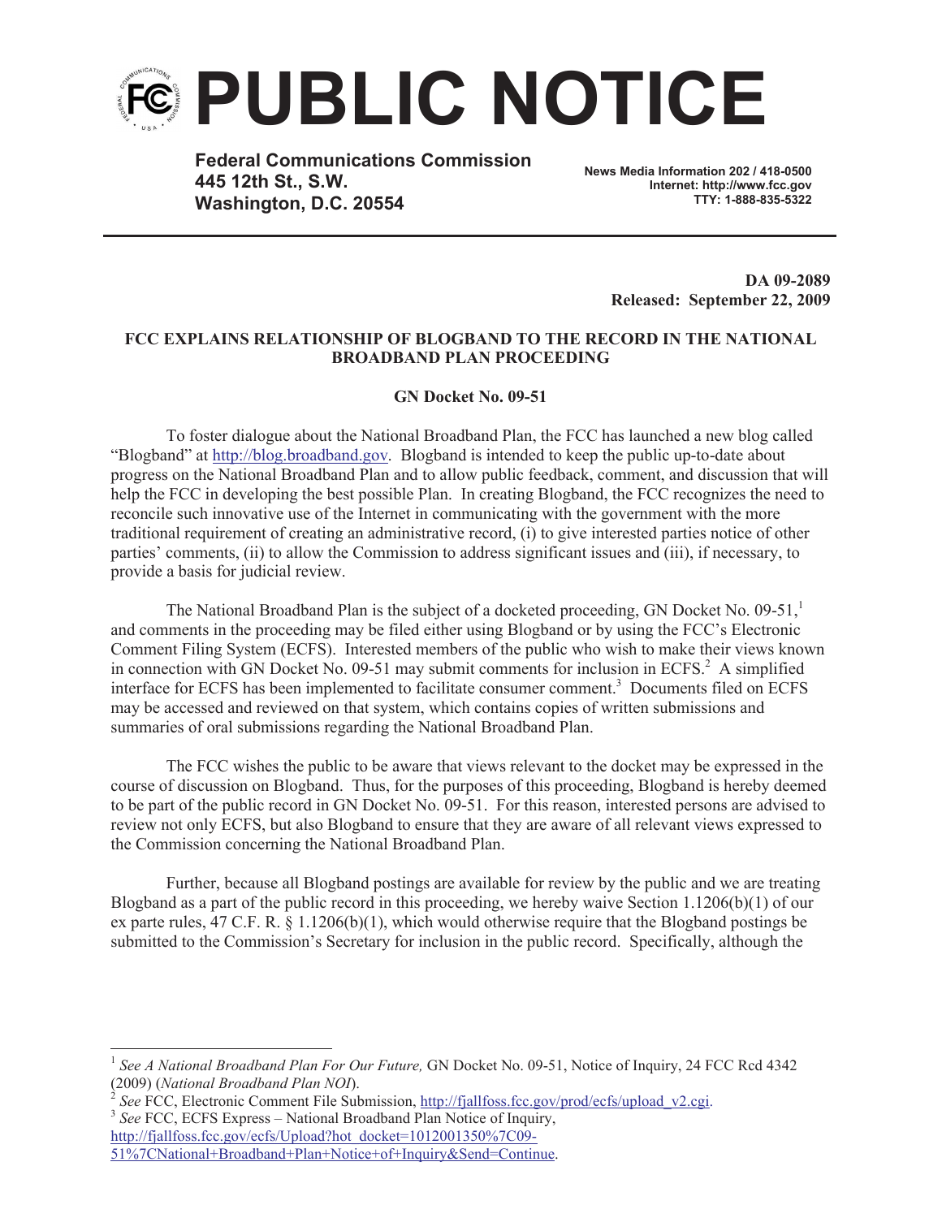# PUBLIC NOTICE

**Federal Communications Commission**
**445 12th St., S.W.**
**Washington, D.C. 20554**

**News Media Information 202 / 418-0500**
**Internet: http://www.fcc.gov**
**TTY: 1-888-835-5322**

**DA 09-2089**
**Released: September 22, 2009**

**FCC EXPLAINS RELATIONSHIP OF BLOGBAND TO THE RECORD IN THE NATIONAL BROADBAND PLAN PROCEEDING**

**GN Docket No. 09-51**

To foster dialogue about the National Broadband Plan, the FCC has launched a new blog called "Blogband" at http://blog.broadband.gov. Blogband is intended to keep the public up-to-date about progress on the National Broadband Plan and to allow public feedback, comment, and discussion that will help the FCC in developing the best possible Plan. In creating Blogband, the FCC recognizes the need to reconcile such innovative use of the Internet in communicating with the government with the more traditional requirement of creating an administrative record, (i) to give interested parties notice of other parties' comments, (ii) to allow the Commission to address significant issues and (iii), if necessary, to provide a basis for judicial review.

The National Broadband Plan is the subject of a docketed proceeding, GN Docket No. 09-51,[1] and comments in the proceeding may be filed either using Blogband or by using the FCC's Electronic Comment Filing System (ECFS). Interested members of the public who wish to make their views known in connection with GN Docket No. 09-51 may submit comments for inclusion in ECFS.[2] A simplified interface for ECFS has been implemented to facilitate consumer comment.[3] Documents filed on ECFS may be accessed and reviewed on that system, which contains copies of written submissions and summaries of oral submissions regarding the National Broadband Plan.

The FCC wishes the public to be aware that views relevant to the docket may be expressed in the course of discussion on Blogband. Thus, for the purposes of this proceeding, Blogband is hereby deemed to be part of the public record in GN Docket No. 09-51. For this reason, interested persons are advised to review not only ECFS, but also Blogband to ensure that they are aware of all relevant views expressed to the Commission concerning the National Broadband Plan.

Further, because all Blogband postings are available for review by the public and we are treating Blogband as a part of the public record in this proceeding, we hereby waive Section 1.1206(b)(1) of our ex parte rules, 47 C.F. R. § 1.1206(b)(1), which would otherwise require that the Blogband postings be submitted to the Commission's Secretary for inclusion in the public record. Specifically, although the

---

[1] *See A National Broadband Plan For Our Future,* GN Docket No. 09-51, Notice of Inquiry, 24 FCC Rcd 4342 (2009) (*National Broadband Plan NOI*).

[2] *See* FCC, Electronic Comment File Submission, http://fjallfoss.fcc.gov/prod/ecfs/upload_v2.cgi.

[3] *See* FCC, ECFS Express – National Broadband Plan Notice of Inquiry, http://fjallfoss.fcc.gov/ecfs/Upload?hot_docket=1012001350%7C09-51%7CNational+Broadband+Plan+Notice+of+Inquiry&Send=Continue.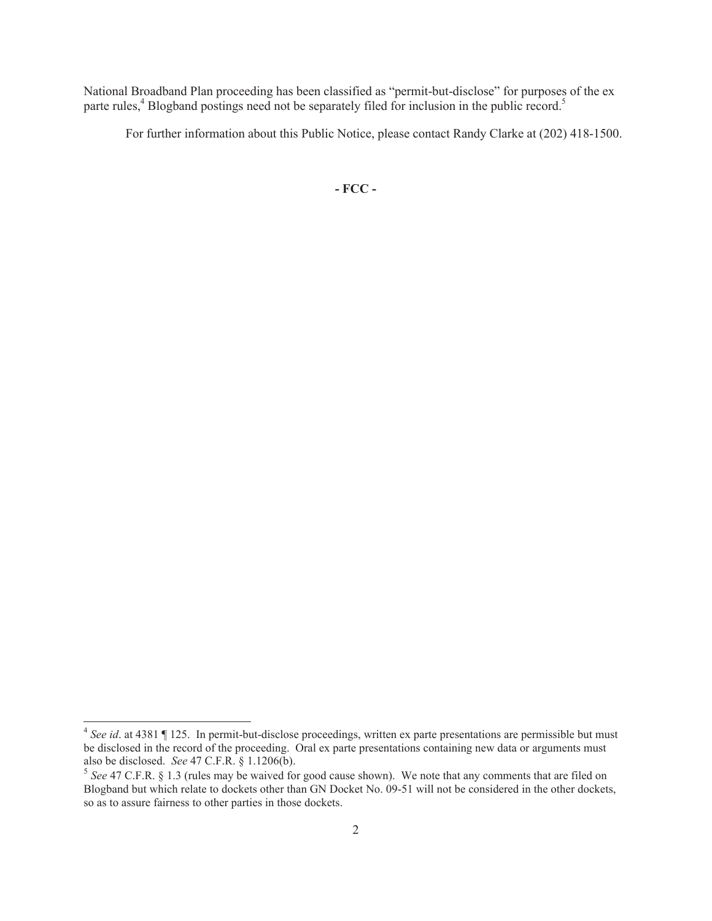National Broadband Plan proceeding has been classified as "permit-but-disclose" for purposes of the ex parte rules,[4] Blogband postings need not be separately filed for inclusion in the public record.[5]

For further information about this Public Notice, please contact Randy Clarke at (202) 418-1500.

**- FCC -**

---

[4] *See id*. at 4381 ¶ 125. In permit-but-disclose proceedings, written ex parte presentations are permissible but must be disclosed in the record of the proceeding. Oral ex parte presentations containing new data or arguments must also be disclosed. *See* 47 C.F.R. § 1.1206(b).

[5] *See* 47 C.F.R. § 1.3 (rules may be waived for good cause shown). We note that any comments that are filed on Blogband but which relate to dockets other than GN Docket No. 09-51 will not be considered in the other dockets, so as to assure fairness to other parties in those dockets.